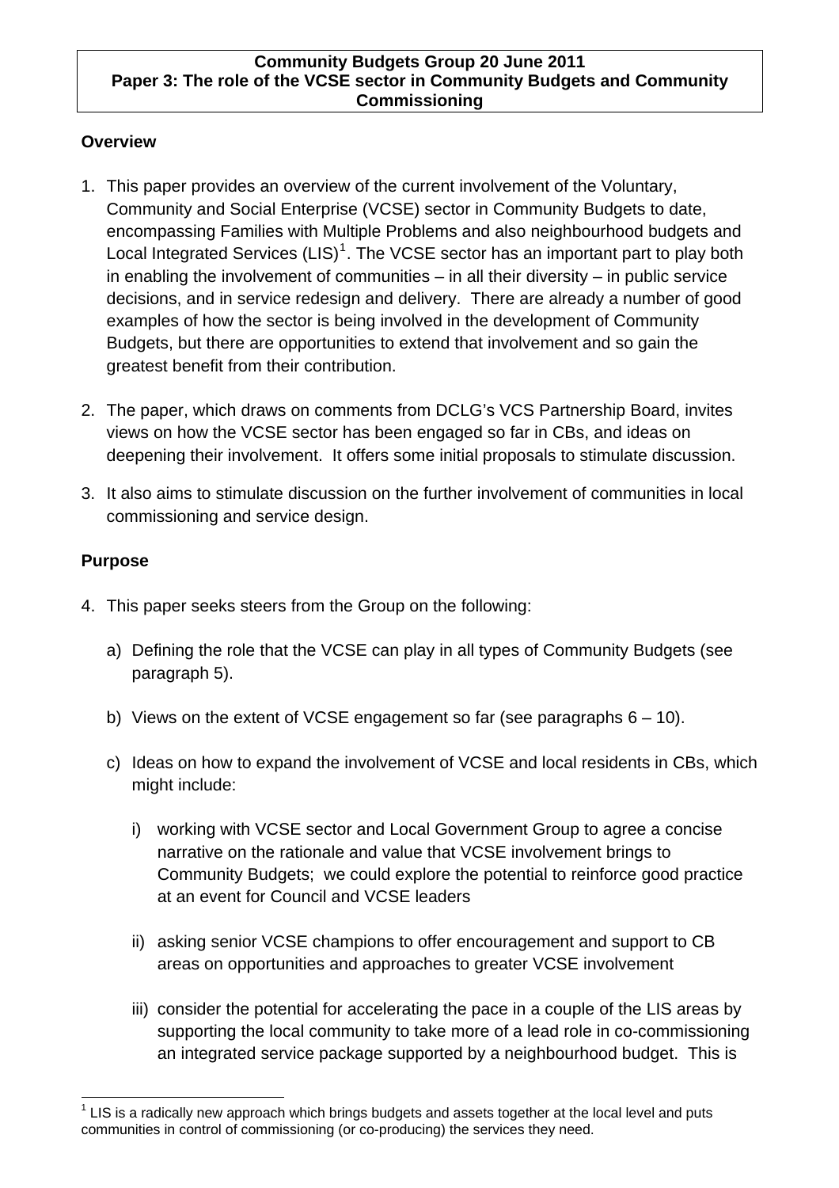**Community Budgets Group 20 June 2011**
**Paper 3: The role of the VCSE sector in Community Budgets and Community Commissioning**

## Overview

1. This paper provides an overview of the current involvement of the Voluntary, Community and Social Enterprise (VCSE) sector in Community Budgets to date, encompassing Families with Multiple Problems and also neighbourhood budgets and Local Integrated Services (LIS)[1]. The VCSE sector has an important part to play both in enabling the involvement of communities – in all their diversity – in public service decisions, and in service redesign and delivery. There are already a number of good examples of how the sector is being involved in the development of Community Budgets, but there are opportunities to extend that involvement and so gain the greatest benefit from their contribution.

2. The paper, which draws on comments from DCLG's VCS Partnership Board, invites views on how the VCSE sector has been engaged so far in CBs, and ideas on deepening their involvement. It offers some initial proposals to stimulate discussion.

3. It also aims to stimulate discussion on the further involvement of communities in local commissioning and service design.

## Purpose

4. This paper seeks steers from the Group on the following:

   a) Defining the role that the VCSE can play in all types of Community Budgets (see paragraph 5).

   b) Views on the extent of VCSE engagement so far (see paragraphs 6 – 10).

   c) Ideas on how to expand the involvement of VCSE and local residents in CBs, which might include:

      i) working with VCSE sector and Local Government Group to agree a concise narrative on the rationale and value that VCSE involvement brings to Community Budgets; we could explore the potential to reinforce good practice at an event for Council and VCSE leaders

      ii) asking senior VCSE champions to offer encouragement and support to CB areas on opportunities and approaches to greater VCSE involvement

      iii) consider the potential for accelerating the pace in a couple of the LIS areas by supporting the local community to take more of a lead role in co-commissioning an integrated service package supported by a neighbourhood budget. This is

[1] LIS is a radically new approach which brings budgets and assets together at the local level and puts communities in control of commissioning (or co-producing) the services they need.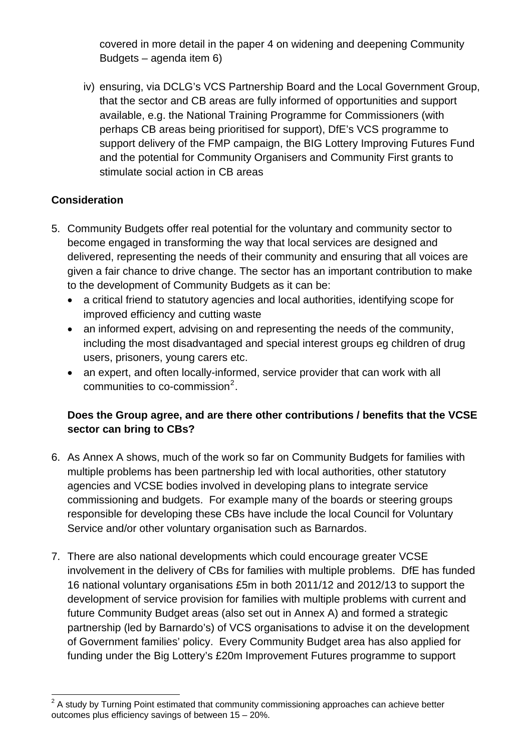covered in more detail in the paper 4 on widening and deepening Community Budgets – agenda item 6)

iv) ensuring, via DCLG's VCS Partnership Board and the Local Government Group, that the sector and CB areas are fully informed of opportunities and support available, e.g. the National Training Programme for Commissioners (with perhaps CB areas being prioritised for support), DfE's VCS programme to support delivery of the FMP campaign, the BIG Lottery Improving Futures Fund and the potential for Community Organisers and Community First grants to stimulate social action in CB areas

**Consideration**

5. Community Budgets offer real potential for the voluntary and community sector to become engaged in transforming the way that local services are designed and delivered, representing the needs of their community and ensuring that all voices are given a fair chance to drive change. The sector has an important contribution to make to the development of Community Budgets as it can be:
   - a critical friend to statutory agencies and local authorities, identifying scope for improved efficiency and cutting waste
   - an informed expert, advising on and representing the needs of the community, including the most disadvantaged and special interest groups eg children of drug users, prisoners, young carers etc.
   - an expert, and often locally-informed, service provider that can work with all communities to co-commission[2].

**Does the Group agree, and are there other contributions / benefits that the VCSE sector can bring to CBs?**

6. As Annex A shows, much of the work so far on Community Budgets for families with multiple problems has been partnership led with local authorities, other statutory agencies and VCSE bodies involved in developing plans to integrate service commissioning and budgets. For example many of the boards or steering groups responsible for developing these CBs have include the local Council for Voluntary Service and/or other voluntary organisation such as Barnardos.

7. There are also national developments which could encourage greater VCSE involvement in the delivery of CBs for families with multiple problems. DfE has funded 16 national voluntary organisations £5m in both 2011/12 and 2012/13 to support the development of service provision for families with multiple problems with current and future Community Budget areas (also set out in Annex A) and formed a strategic partnership (led by Barnardo's) of VCS organisations to advise it on the development of Government families' policy. Every Community Budget area has also applied for funding under the Big Lottery's £20m Improvement Futures programme to support

[2] A study by Turning Point estimated that community commissioning approaches can achieve better outcomes plus efficiency savings of between 15 – 20%.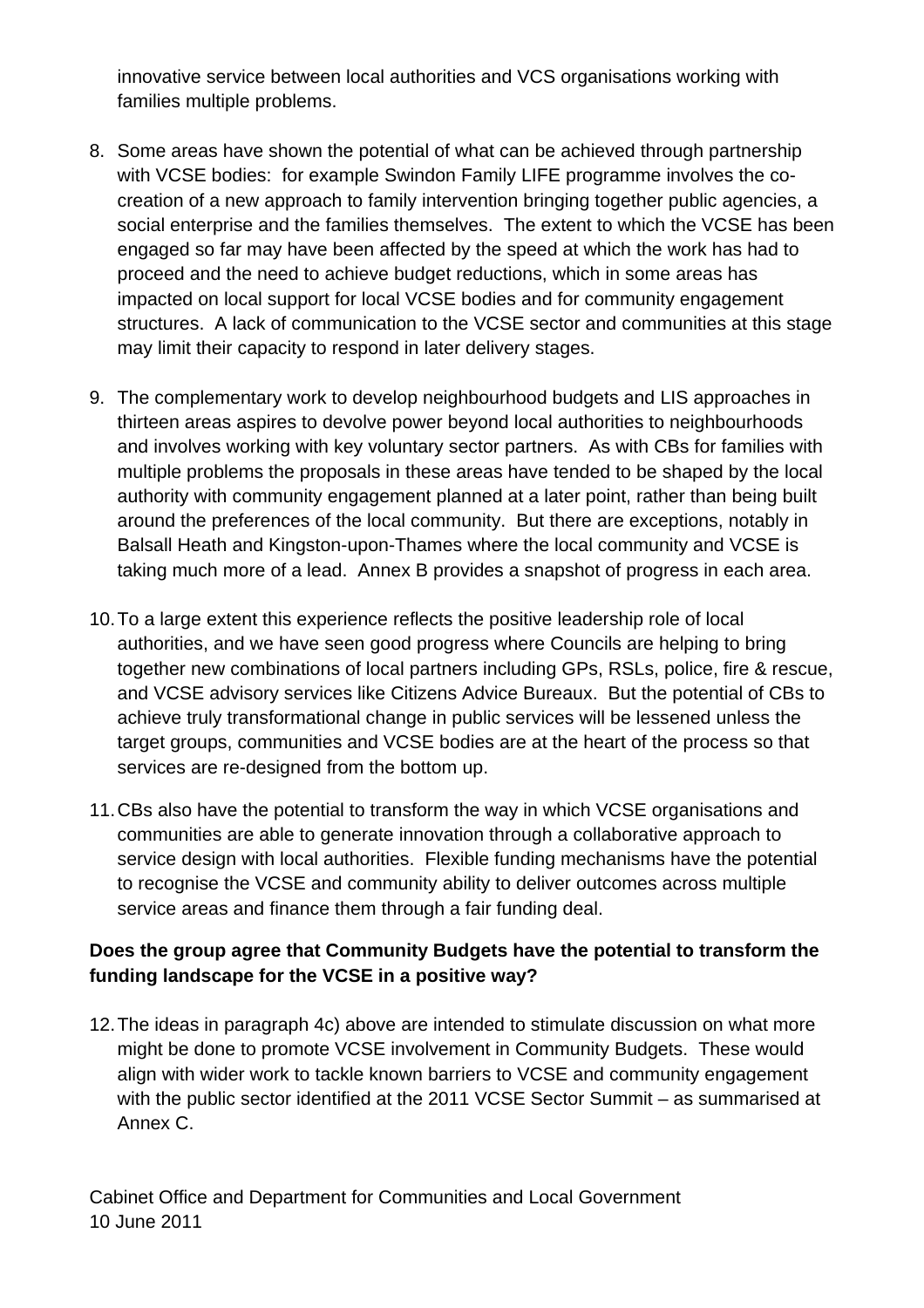innovative service between local authorities and VCS organisations working with families multiple problems.

8. Some areas have shown the potential of what can be achieved through partnership with VCSE bodies: for example Swindon Family LIFE programme involves the co-creation of a new approach to family intervention bringing together public agencies, a social enterprise and the families themselves. The extent to which the VCSE has been engaged so far may have been affected by the speed at which the work has had to proceed and the need to achieve budget reductions, which in some areas has impacted on local support for local VCSE bodies and for community engagement structures. A lack of communication to the VCSE sector and communities at this stage may limit their capacity to respond in later delivery stages.

9. The complementary work to develop neighbourhood budgets and LIS approaches in thirteen areas aspires to devolve power beyond local authorities to neighbourhoods and involves working with key voluntary sector partners. As with CBs for families with multiple problems the proposals in these areas have tended to be shaped by the local authority with community engagement planned at a later point, rather than being built around the preferences of the local community. But there are exceptions, notably in Balsall Heath and Kingston-upon-Thames where the local community and VCSE is taking much more of a lead. Annex B provides a snapshot of progress in each area.

10. To a large extent this experience reflects the positive leadership role of local authorities, and we have seen good progress where Councils are helping to bring together new combinations of local partners including GPs, RSLs, police, fire & rescue, and VCSE advisory services like Citizens Advice Bureaux. But the potential of CBs to achieve truly transformational change in public services will be lessened unless the target groups, communities and VCSE bodies are at the heart of the process so that services are re-designed from the bottom up.

11. CBs also have the potential to transform the way in which VCSE organisations and communities are able to generate innovation through a collaborative approach to service design with local authorities. Flexible funding mechanisms have the potential to recognise the VCSE and community ability to deliver outcomes across multiple service areas and finance them through a fair funding deal.

**Does the group agree that Community Budgets have the potential to transform the funding landscape for the VCSE in a positive way?**

12. The ideas in paragraph 4c) above are intended to stimulate discussion on what more might be done to promote VCSE involvement in Community Budgets. These would align with wider work to tackle known barriers to VCSE and community engagement with the public sector identified at the 2011 VCSE Sector Summit – as summarised at Annex C.

Cabinet Office and Department for Communities and Local Government
10 June 2011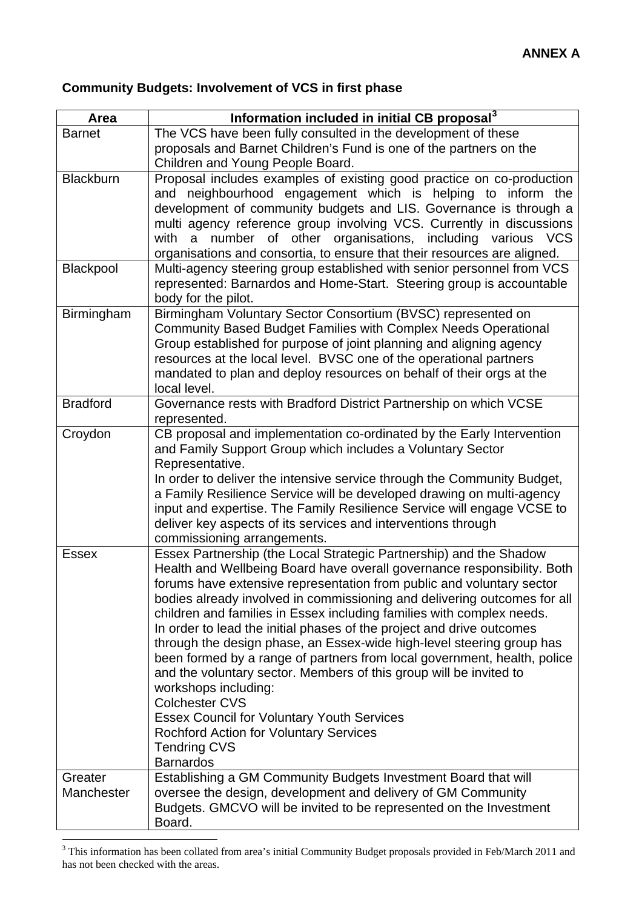**ANNEX A**

**Community Budgets: Involvement of VCS in first phase**

| Area | Information included in initial CB proposal[3] |
|---|---|
| Barnet | The VCS have been fully consulted in the development of these proposals and Barnet Children's Fund is one of the partners on the Children and Young People Board. |
| Blackburn | Proposal includes examples of existing good practice on co-production and neighbourhood engagement which is helping to inform the development of community budgets and LIS. Governance is through a multi agency reference group involving VCS. Currently in discussions with a number of other organisations, including various VCS organisations and consortia, to ensure that their resources are aligned. |
| Blackpool | Multi-agency steering group established with senior personnel from VCS represented: Barnardos and Home-Start. Steering group is accountable body for the pilot. |
| Birmingham | Birmingham Voluntary Sector Consortium (BVSC) represented on Community Based Budget Families with Complex Needs Operational Group established for purpose of joint planning and aligning agency resources at the local level. BVSC one of the operational partners mandated to plan and deploy resources on behalf of their orgs at the local level. |
| Bradford | Governance rests with Bradford District Partnership on which VCSE represented. |
| Croydon | CB proposal and implementation co-ordinated by the Early Intervention and Family Support Group which includes a Voluntary Sector Representative.<br>In order to deliver the intensive service through the Community Budget, a Family Resilience Service will be developed drawing on multi-agency input and expertise. The Family Resilience Service will engage VCSE to deliver key aspects of its services and interventions through commissioning arrangements. |
| Essex | Essex Partnership (the Local Strategic Partnership) and the Shadow Health and Wellbeing Board have overall governance responsibility. Both forums have extensive representation from public and voluntary sector bodies already involved in commissioning and delivering outcomes for all children and families in Essex including families with complex needs.<br>In order to lead the initial phases of the project and drive outcomes through the design phase, an Essex-wide high-level steering group has been formed by a range of partners from local government, health, police and the voluntary sector. Members of this group will be invited to workshops including:<br>Colchester CVS<br>Essex Council for Voluntary Youth Services<br>Rochford Action for Voluntary Services<br>Tendring CVS<br>Barnardos |
| Greater Manchester | Establishing a GM Community Budgets Investment Board that will oversee the design, development and delivery of GM Community Budgets. GMCVO will be invited to be represented on the Investment Board. |

[3] This information has been collated from area's initial Community Budget proposals provided in Feb/March 2011 and has not been checked with the areas.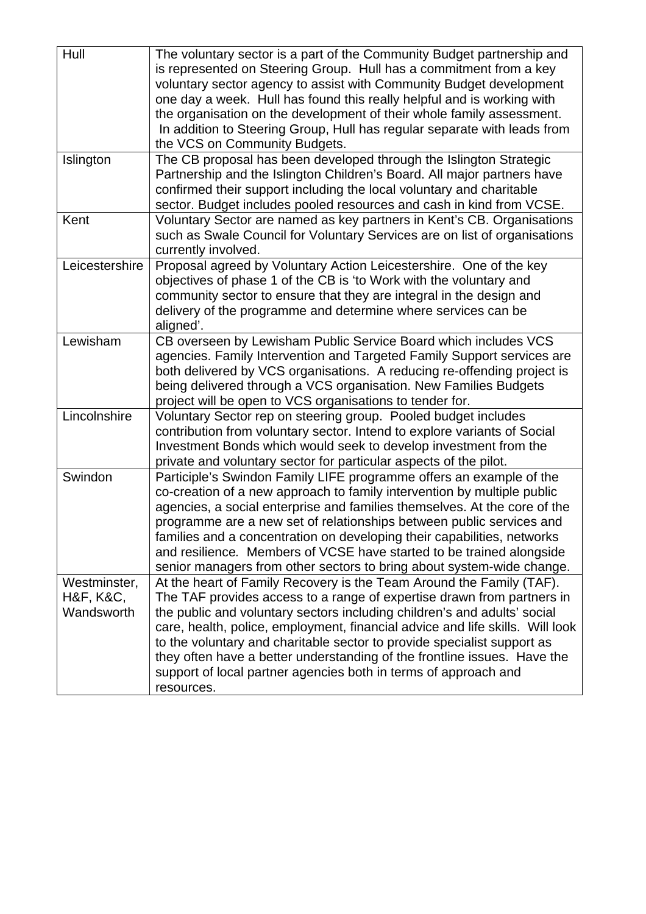| | |
|---|---|
| Hull | The voluntary sector is a part of the Community Budget partnership and is represented on Steering Group. Hull has a commitment from a key voluntary sector agency to assist with Community Budget development one day a week. Hull has found this really helpful and is working with the organisation on the development of their whole family assessment. In addition to Steering Group, Hull has regular separate with leads from the VCS on Community Budgets. |
| Islington | The CB proposal has been developed through the Islington Strategic Partnership and the Islington Children's Board. All major partners have confirmed their support including the local voluntary and charitable sector. Budget includes pooled resources and cash in kind from VCSE. |
| Kent | Voluntary Sector are named as key partners in Kent's CB. Organisations such as Swale Council for Voluntary Services are on list of organisations currently involved. |
| Leicestershire | Proposal agreed by Voluntary Action Leicestershire. One of the key objectives of phase 1 of the CB is 'to Work with the voluntary and community sector to ensure that they are integral in the design and delivery of the programme and determine where services can be aligned'. |
| Lewisham | CB overseen by Lewisham Public Service Board which includes VCS agencies. Family Intervention and Targeted Family Support services are both delivered by VCS organisations. A reducing re-offending project is being delivered through a VCS organisation. New Families Budgets project will be open to VCS organisations to tender for. |
| Lincolnshire | Voluntary Sector rep on steering group. Pooled budget includes contribution from voluntary sector. Intend to explore variants of Social Investment Bonds which would seek to develop investment from the private and voluntary sector for particular aspects of the pilot. |
| Swindon | Participle's Swindon Family LIFE programme offers an example of the co-creation of a new approach to family intervention by multiple public agencies, a social enterprise and families themselves. At the core of the programme are a new set of relationships between public services and families and a concentration on developing their capabilities, networks and resilience. Members of VCSE have started to be trained alongside senior managers from other sectors to bring about system-wide change. |
| Westminster, H&F, K&C, Wandsworth | At the heart of Family Recovery is the Team Around the Family (TAF). The TAF provides access to a range of expertise drawn from partners in the public and voluntary sectors including children's and adults' social care, health, police, employment, financial advice and life skills. Will look to the voluntary and charitable sector to provide specialist support as they often have a better understanding of the frontline issues. Have the support of local partner agencies both in terms of approach and resources. |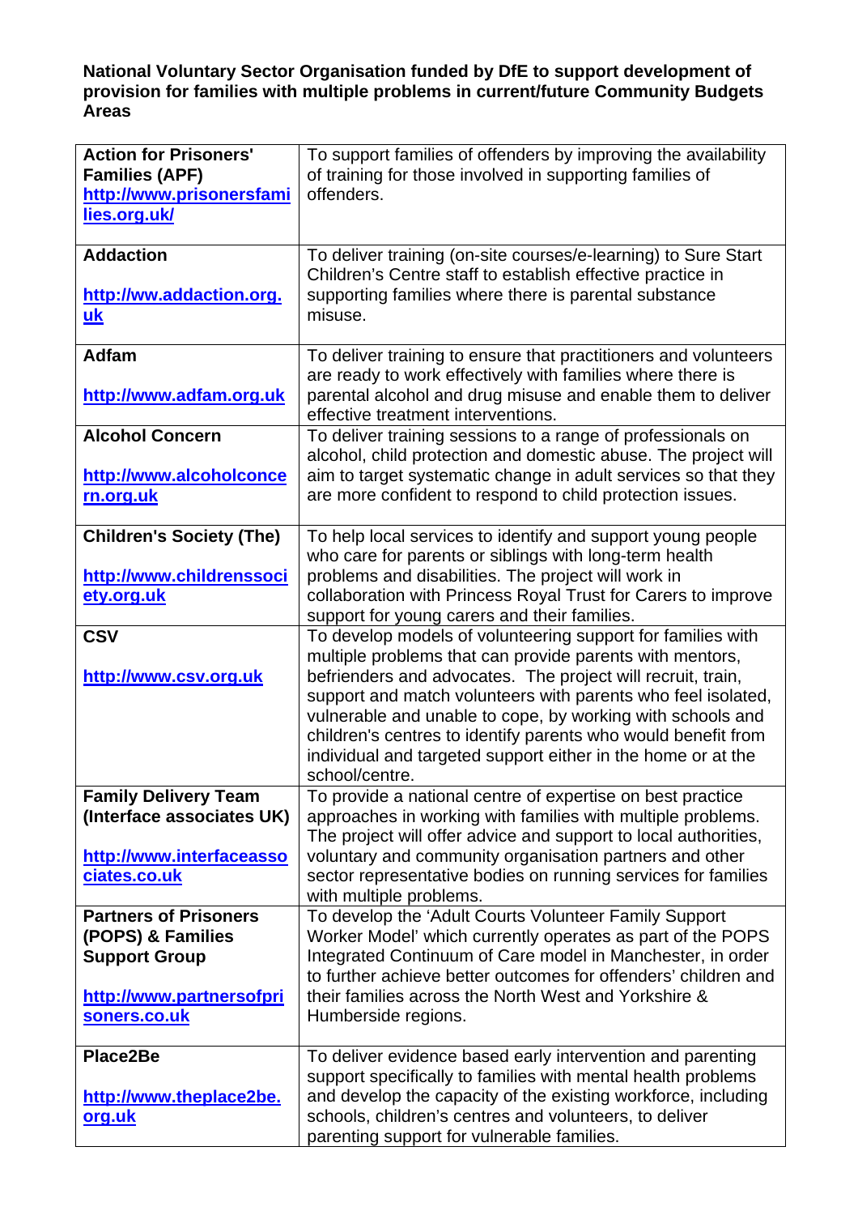**National Voluntary Sector Organisation funded by DfE to support development of provision for families with multiple problems in current/future Community Budgets Areas**

| | |
|---|---|
| **Action for Prisoners' Families (APF)** http://www.prisonersfamilies.org.uk/ | To support families of offenders by improving the availability of training for those involved in supporting families of offenders. |
| **Addaction** http://ww.addaction.org.uk | To deliver training (on-site courses/e-learning) to Sure Start Children's Centre staff to establish effective practice in supporting families where there is parental substance misuse. |
| **Adfam** http://www.adfam.org.uk | To deliver training to ensure that practitioners and volunteers are ready to work effectively with families where there is parental alcohol and drug misuse and enable them to deliver effective treatment interventions. |
| **Alcohol Concern** http://www.alcoholconcern.org.uk | To deliver training sessions to a range of professionals on alcohol, child protection and domestic abuse. The project will aim to target systematic change in adult services so that they are more confident to respond to child protection issues. |
| **Children's Society (The)** http://www.childrenssociety.org.uk | To help local services to identify and support young people who care for parents or siblings with long-term health problems and disabilities. The project will work in collaboration with Princess Royal Trust for Carers to improve support for young carers and their families. |
| **CSV** http://www.csv.org.uk | To develop models of volunteering support for families with multiple problems that can provide parents with mentors, befrienders and advocates. The project will recruit, train, support and match volunteers with parents who feel isolated, vulnerable and unable to cope, by working with schools and children's centres to identify parents who would benefit from individual and targeted support either in the home or at the school/centre. |
| **Family Delivery Team (Interface associates UK)** http://www.interfaceassociates.co.uk | To provide a national centre of expertise on best practice approaches in working with families with multiple problems. The project will offer advice and support to local authorities, voluntary and community organisation partners and other sector representative bodies on running services for families with multiple problems. |
| **Partners of Prisoners (POPS) & Families Support Group** http://www.partnersofprisoners.co.uk | To develop the 'Adult Courts Volunteer Family Support Worker Model' which currently operates as part of the POPS Integrated Continuum of Care model in Manchester, in order to further achieve better outcomes for offenders' children and their families across the North West and Yorkshire & Humberside regions. |
| **Place2Be** http://www.theplace2be.org.uk | To deliver evidence based early intervention and parenting support specifically to families with mental health problems and develop the capacity of the existing workforce, including schools, children's centres and volunteers, to deliver parenting support for vulnerable families. |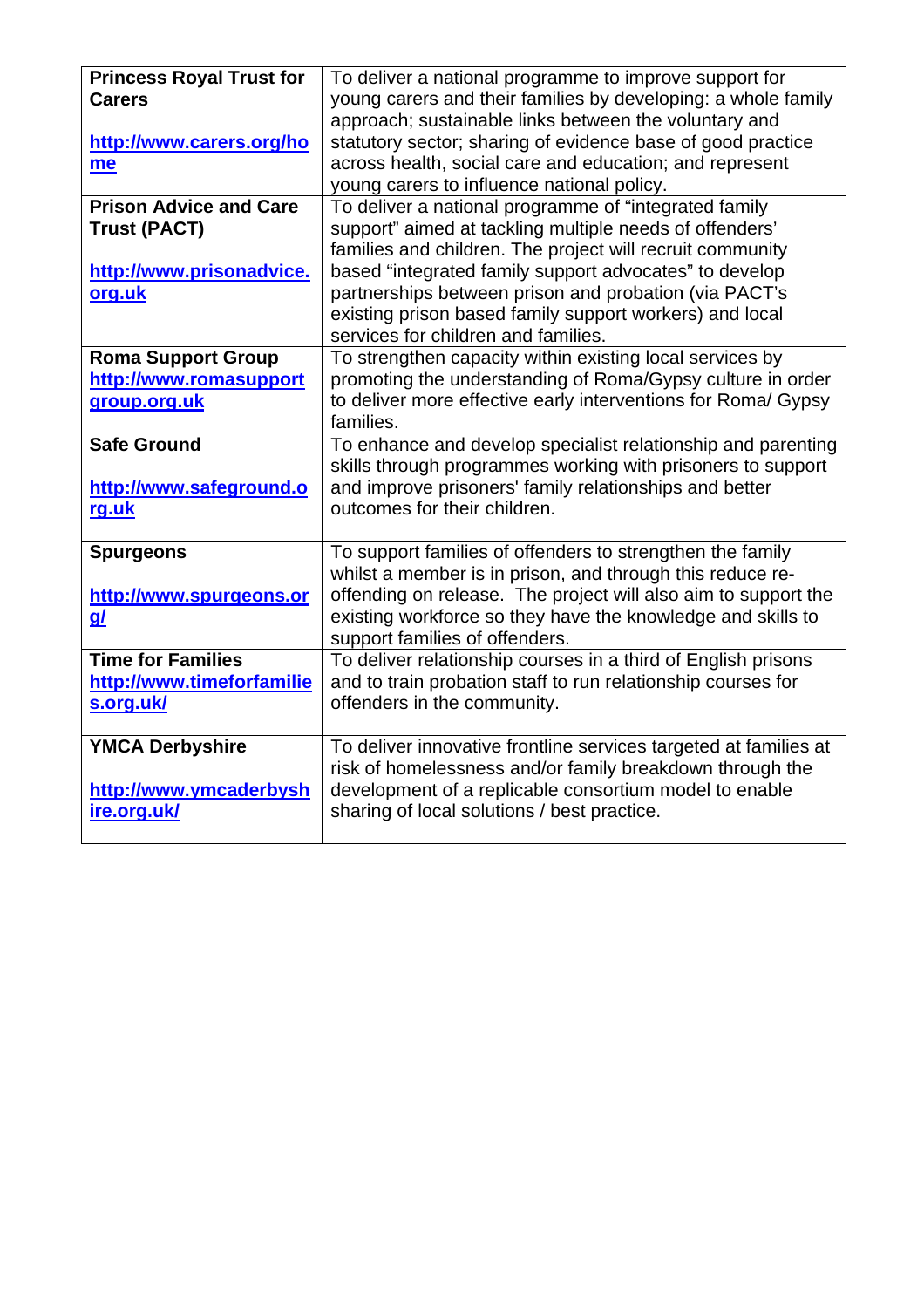| | |
|---|---|
| **Princess Royal Trust for Carers** [http://www.carers.org/home](http://www.carers.org/home) | To deliver a national programme to improve support for young carers and their families by developing: a whole family approach; sustainable links between the voluntary and statutory sector; sharing of evidence base of good practice across health, social care and education; and represent young carers to influence national policy. |
| **Prison Advice and Care Trust (PACT)** [http://www.prisonadvice.org.uk](http://www.prisonadvice.org.uk) | To deliver a national programme of "integrated family support" aimed at tackling multiple needs of offenders' families and children. The project will recruit community based "integrated family support advocates" to develop partnerships between prison and probation (via PACT's existing prison based family support workers) and local services for children and families. |
| **Roma Support Group** [http://www.romasupportgroup.org.uk](http://www.romasupportgroup.org.uk) | To strengthen capacity within existing local services by promoting the understanding of Roma/Gypsy culture in order to deliver more effective early interventions for Roma/ Gypsy families. |
| **Safe Ground** [http://www.safeground.org.uk](http://www.safeground.org.uk) | To enhance and develop specialist relationship and parenting skills through programmes working with prisoners to support and improve prisoners' family relationships and better outcomes for their children. |
| **Spurgeons** [http://www.spurgeons.org/](http://www.spurgeons.org/) | To support families of offenders to strengthen the family whilst a member is in prison, and through this reduce re-offending on release. The project will also aim to support the existing workforce so they have the knowledge and skills to support families of offenders. |
| **Time for Families** [http://www.timeforfamilies.org.uk/](http://www.timeforfamilies.org.uk/) | To deliver relationship courses in a third of English prisons and to train probation staff to run relationship courses for offenders in the community. |
| **YMCA Derbyshire** [http://www.ymcaderbyshire.org.uk/](http://www.ymcaderbyshire.org.uk/) | To deliver innovative frontline services targeted at families at risk of homelessness and/or family breakdown through the development of a replicable consortium model to enable sharing of local solutions / best practice. |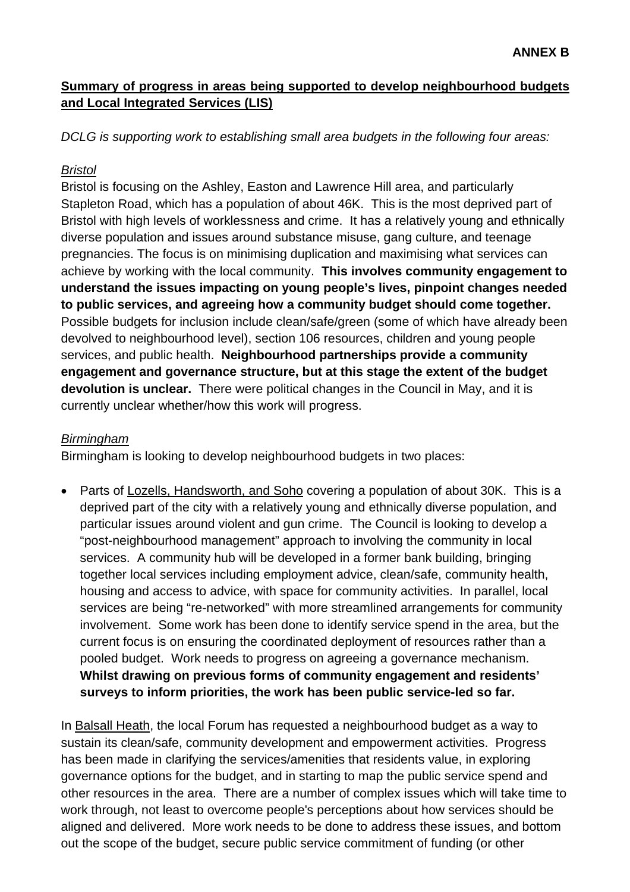**ANNEX B**

**Summary of progress in areas being supported to develop neighbourhood budgets and Local Integrated Services (LIS)**

*DCLG is supporting work to establishing small area budgets in the following four areas:*

*Bristol*

Bristol is focusing on the Ashley, Easton and Lawrence Hill area, and particularly Stapleton Road, which has a population of about 46K. This is the most deprived part of Bristol with high levels of worklessness and crime. It has a relatively young and ethnically diverse population and issues around substance misuse, gang culture, and teenage pregnancies. The focus is on minimising duplication and maximising what services can achieve by working with the local community. **This involves community engagement to understand the issues impacting on young people's lives, pinpoint changes needed to public services, and agreeing how a community budget should come together.** Possible budgets for inclusion include clean/safe/green (some of which have already been devolved to neighbourhood level), section 106 resources, children and young people services, and public health. **Neighbourhood partnerships provide a community engagement and governance structure, but at this stage the extent of the budget devolution is unclear.** There were political changes in the Council in May, and it is currently unclear whether/how this work will progress.

*Birmingham*

Birmingham is looking to develop neighbourhood budgets in two places:

- Parts of Lozells, Handsworth, and Soho covering a population of about 30K. This is a deprived part of the city with a relatively young and ethnically diverse population, and particular issues around violent and gun crime. The Council is looking to develop a "post-neighbourhood management" approach to involving the community in local services. A community hub will be developed in a former bank building, bringing together local services including employment advice, clean/safe, community health, housing and access to advice, with space for community activities. In parallel, local services are being "re-networked" with more streamlined arrangements for community involvement. Some work has been done to identify service spend in the area, but the current focus is on ensuring the coordinated deployment of resources rather than a pooled budget. Work needs to progress on agreeing a governance mechanism. **Whilst drawing on previous forms of community engagement and residents' surveys to inform priorities, the work has been public service-led so far.**

In Balsall Heath, the local Forum has requested a neighbourhood budget as a way to sustain its clean/safe, community development and empowerment activities. Progress has been made in clarifying the services/amenities that residents value, in exploring governance options for the budget, and in starting to map the public service spend and other resources in the area. There are a number of complex issues which will take time to work through, not least to overcome people's perceptions about how services should be aligned and delivered. More work needs to be done to address these issues, and bottom out the scope of the budget, secure public service commitment of funding (or other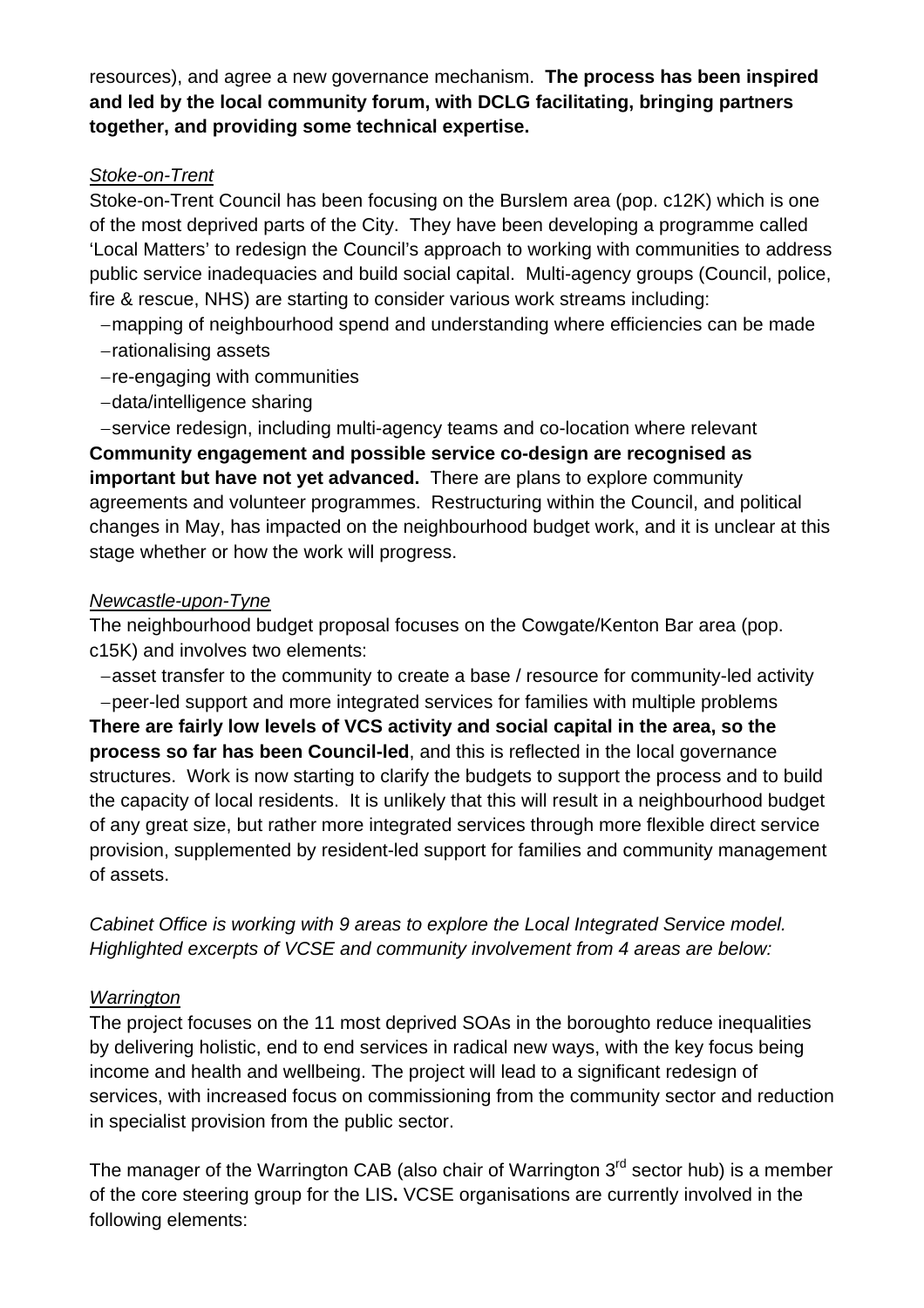resources), and agree a new governance mechanism. **The process has been inspired and led by the local community forum, with DCLG facilitating, bringing partners together, and providing some technical expertise.**

*Stoke-on-Trent*

Stoke-on-Trent Council has been focusing on the Burslem area (pop. c12K) which is one of the most deprived parts of the City. They have been developing a programme called 'Local Matters' to redesign the Council's approach to working with communities to address public service inadequacies and build social capital. Multi-agency groups (Council, police, fire & rescue, NHS) are starting to consider various work streams including:

- mapping of neighbourhood spend and understanding where efficiencies can be made
- rationalising assets
- re-engaging with communities
- data/intelligence sharing
- service redesign, including multi-agency teams and co-location where relevant

**Community engagement and possible service co-design are recognised as important but have not yet advanced.** There are plans to explore community agreements and volunteer programmes. Restructuring within the Council, and political changes in May, has impacted on the neighbourhood budget work, and it is unclear at this stage whether or how the work will progress.

*Newcastle-upon-Tyne*

The neighbourhood budget proposal focuses on the Cowgate/Kenton Bar area (pop. c15K) and involves two elements:

- asset transfer to the community to create a base / resource for community-led activity
- peer-led support and more integrated services for families with multiple problems

**There are fairly low levels of VCS activity and social capital in the area, so the process so far has been Council-led**, and this is reflected in the local governance structures. Work is now starting to clarify the budgets to support the process and to build the capacity of local residents. It is unlikely that this will result in a neighbourhood budget of any great size, but rather more integrated services through more flexible direct service provision, supplemented by resident-led support for families and community management of assets.

*Cabinet Office is working with 9 areas to explore the Local Integrated Service model. Highlighted excerpts of VCSE and community involvement from 4 areas are below:*

*Warrington*

The project focuses on the 11 most deprived SOAs in the boroughto reduce inequalities by delivering holistic, end to end services in radical new ways, with the key focus being income and health and wellbeing. The project will lead to a significant redesign of services, with increased focus on commissioning from the community sector and reduction in specialist provision from the public sector.

The manager of the Warrington CAB (also chair of Warrington 3rd sector hub) is a member of the core steering group for the LIS**.** VCSE organisations are currently involved in the following elements: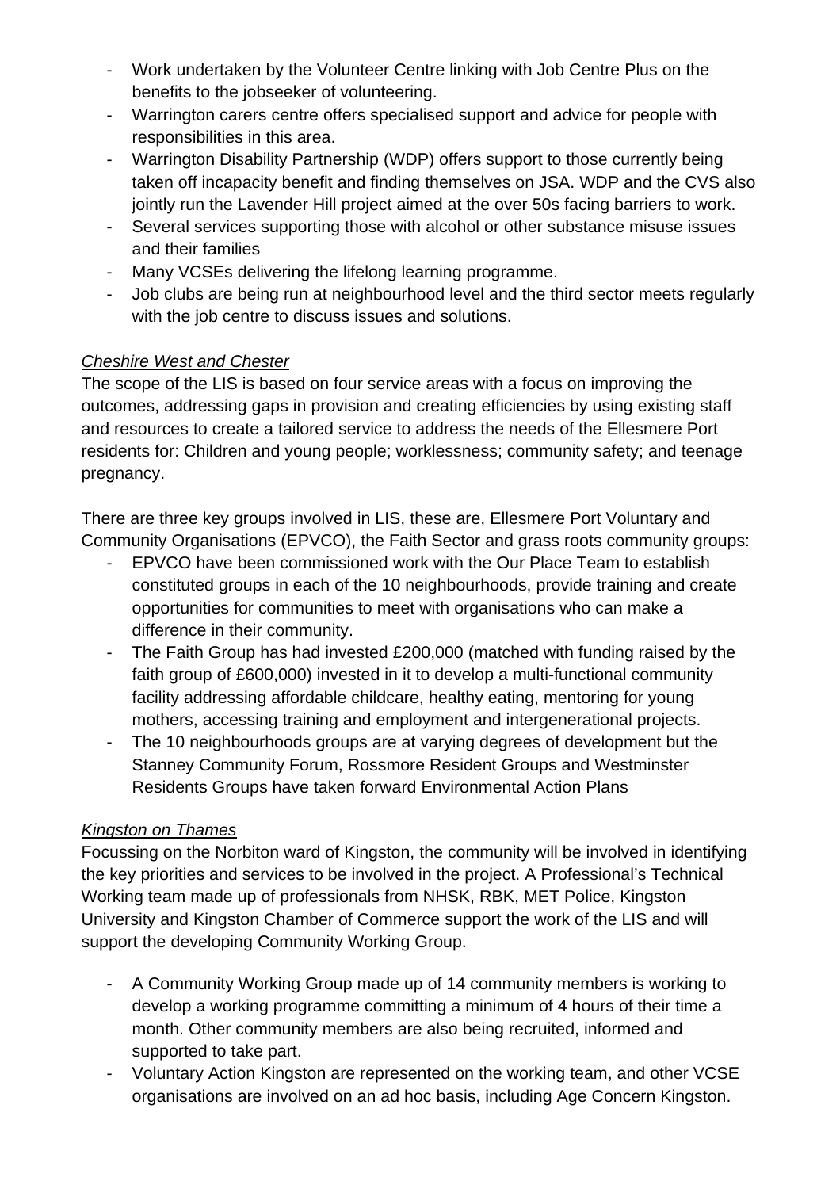- Work undertaken by the Volunteer Centre linking with Job Centre Plus on the benefits to the jobseeker of volunteering.
- Warrington carers centre offers specialised support and advice for people with responsibilities in this area.
- Warrington Disability Partnership (WDP) offers support to those currently being taken off incapacity benefit and finding themselves on JSA. WDP and the CVS also jointly run the Lavender Hill project aimed at the over 50s facing barriers to work.
- Several services supporting those with alcohol or other substance misuse issues and their families
- Many VCSEs delivering the lifelong learning programme.
- Job clubs are being run at neighbourhood level and the third sector meets regularly with the job centre to discuss issues and solutions.

*Cheshire West and Chester*

The scope of the LIS is based on four service areas with a focus on improving the outcomes, addressing gaps in provision and creating efficiencies by using existing staff and resources to create a tailored service to address the needs of the Ellesmere Port residents for: Children and young people; worklessness; community safety; and teenage pregnancy.

There are three key groups involved in LIS, these are, Ellesmere Port Voluntary and Community Organisations (EPVCO), the Faith Sector and grass roots community groups:

- EPVCO have been commissioned work with the Our Place Team to establish constituted groups in each of the 10 neighbourhoods, provide training and create opportunities for communities to meet with organisations who can make a difference in their community.
- The Faith Group has had invested £200,000 (matched with funding raised by the faith group of £600,000) invested in it to develop a multi-functional community facility addressing affordable childcare, healthy eating, mentoring for young mothers, accessing training and employment and intergenerational projects.
- The 10 neighbourhoods groups are at varying degrees of development but the Stanney Community Forum, Rossmore Resident Groups and Westminster Residents Groups have taken forward Environmental Action Plans

*Kingston on Thames*

Focussing on the Norbiton ward of Kingston, the community will be involved in identifying the key priorities and services to be involved in the project. A Professional's Technical Working team made up of professionals from NHSK, RBK, MET Police, Kingston University and Kingston Chamber of Commerce support the work of the LIS and will support the developing Community Working Group.

- A Community Working Group made up of 14 community members is working to develop a working programme committing a minimum of 4 hours of their time a month. Other community members are also being recruited, informed and supported to take part.
- Voluntary Action Kingston are represented on the working team, and other VCSE organisations are involved on an ad hoc basis, including Age Concern Kingston.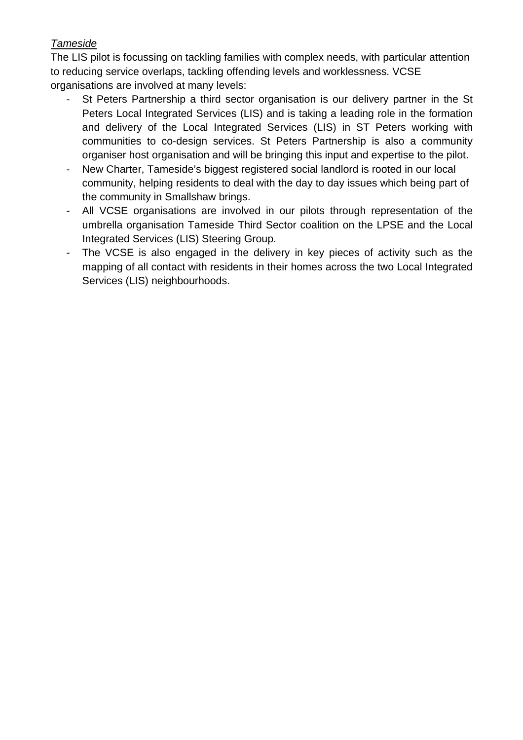*Tameside*

The LIS pilot is focussing on tackling families with complex needs, with particular attention to reducing service overlaps, tackling offending levels and worklessness. VCSE organisations are involved at many levels:

- St Peters Partnership a third sector organisation is our delivery partner in the St Peters Local Integrated Services (LIS) and is taking a leading role in the formation and delivery of the Local Integrated Services (LIS) in ST Peters working with communities to co-design services. St Peters Partnership is also a community organiser host organisation and will be bringing this input and expertise to the pilot.
- New Charter, Tameside's biggest registered social landlord is rooted in our local community, helping residents to deal with the day to day issues which being part of the community in Smallshaw brings.
- All VCSE organisations are involved in our pilots through representation of the umbrella organisation Tameside Third Sector coalition on the LPSE and the Local Integrated Services (LIS) Steering Group.
- The VCSE is also engaged in the delivery in key pieces of activity such as the mapping of all contact with residents in their homes across the two Local Integrated Services (LIS) neighbourhoods.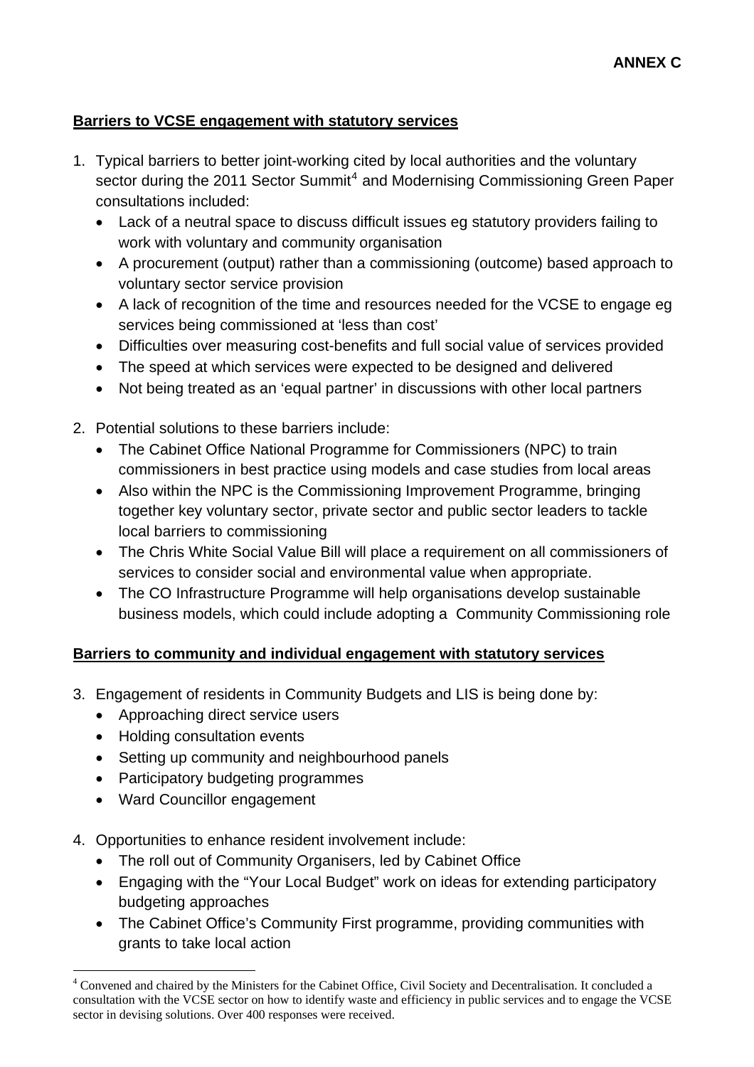**ANNEX C**

**Barriers to VCSE engagement with statutory services**

1. Typical barriers to better joint-working cited by local authorities and the voluntary sector during the 2011 Sector Summit[4] and Modernising Commissioning Green Paper consultations included:
   - Lack of a neutral space to discuss difficult issues eg statutory providers failing to work with voluntary and community organisation
   - A procurement (output) rather than a commissioning (outcome) based approach to voluntary sector service provision
   - A lack of recognition of the time and resources needed for the VCSE to engage eg services being commissioned at 'less than cost'
   - Difficulties over measuring cost-benefits and full social value of services provided
   - The speed at which services were expected to be designed and delivered
   - Not being treated as an 'equal partner' in discussions with other local partners

2. Potential solutions to these barriers include:
   - The Cabinet Office National Programme for Commissioners (NPC) to train commissioners in best practice using models and case studies from local areas
   - Also within the NPC is the Commissioning Improvement Programme, bringing together key voluntary sector, private sector and public sector leaders to tackle local barriers to commissioning
   - The Chris White Social Value Bill will place a requirement on all commissioners of services to consider social and environmental value when appropriate.
   - The CO Infrastructure Programme will help organisations develop sustainable business models, which could include adopting a Community Commissioning role

**Barriers to community and individual engagement with statutory services**

3. Engagement of residents in Community Budgets and LIS is being done by:
   - Approaching direct service users
   - Holding consultation events
   - Setting up community and neighbourhood panels
   - Participatory budgeting programmes
   - Ward Councillor engagement

4. Opportunities to enhance resident involvement include:
   - The roll out of Community Organisers, led by Cabinet Office
   - Engaging with the "Your Local Budget" work on ideas for extending participatory budgeting approaches
   - The Cabinet Office's Community First programme, providing communities with grants to take local action

[4] Convened and chaired by the Ministers for the Cabinet Office, Civil Society and Decentralisation. It concluded a consultation with the VCSE sector on how to identify waste and efficiency in public services and to engage the VCSE sector in devising solutions. Over 400 responses were received.